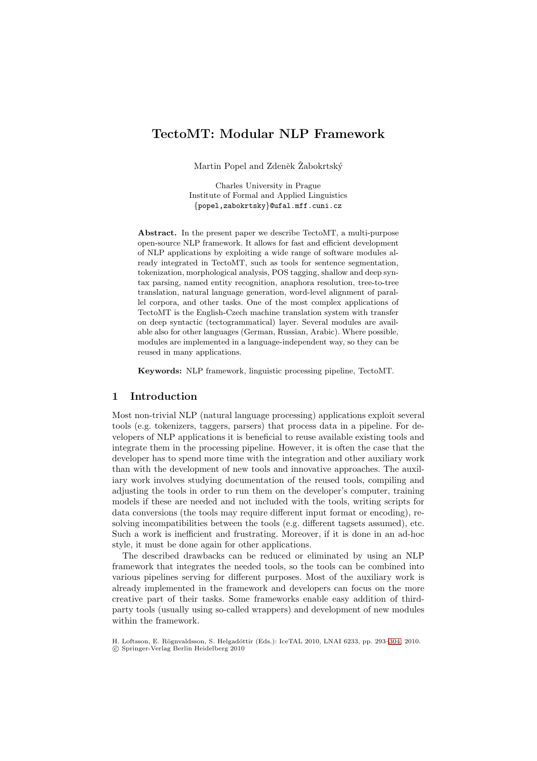# TectoMT: Modular NLP Framework

Martin Popel and Zdeněk Žabokrtský

Charles University in Prague
Institute of Formal and Applied Linguistics
{popel,zabokrtsky}@ufal.mff.cuni.cz

**Abstract.** In the present paper we describe TectoMT, a multi-purpose open-source NLP framework. It allows for fast and efficient development of NLP applications by exploiting a wide range of software modules already integrated in TectoMT, such as tools for sentence segmentation, tokenization, morphological analysis, POS tagging, shallow and deep syntax parsing, named entity recognition, anaphora resolution, tree-to-tree translation, natural language generation, word-level alignment of parallel corpora, and other tasks. One of the most complex applications of TectoMT is the English-Czech machine translation system with transfer on deep syntactic (tectogrammatical) layer. Several modules are available also for other languages (German, Russian, Arabic). Where possible, modules are implemented in a language-independent way, so they can be reused in many applications.

**Keywords:** NLP framework, linguistic processing pipeline, TectoMT.

## 1 Introduction

Most non-trivial NLP (natural language processing) applications exploit several tools (e.g. tokenizers, taggers, parsers) that process data in a pipeline. For developers of NLP applications it is beneficial to reuse available existing tools and integrate them in the processing pipeline. However, it is often the case that the developer has to spend more time with the integration and other auxiliary work than with the development of new tools and innovative approaches. The auxiliary work involves studying documentation of the reused tools, compiling and adjusting the tools in order to run them on the developer's computer, training models if these are needed and not included with the tools, writing scripts for data conversions (the tools may require different input format or encoding), resolving incompatibilities between the tools (e.g. different tagsets assumed), etc. Such a work is inefficient and frustrating. Moreover, if it is done in an ad-hoc style, it must be done again for other applications.

The described drawbacks can be reduced or eliminated by using an NLP framework that integrates the needed tools, so the tools can be combined into various pipelines serving for different purposes. Most of the auxiliary work is already implemented in the framework and developers can focus on the more creative part of their tasks. Some frameworks enable easy addition of third-party tools (usually using so-called wrappers) and development of new modules within the framework.

H. Loftsson, E. Rögnvaldsson, S. Helgadóttir (Eds.): IceTAL 2010, LNAI 6233, pp. 293–304, 2010.
© Springer-Verlag Berlin Heidelberg 2010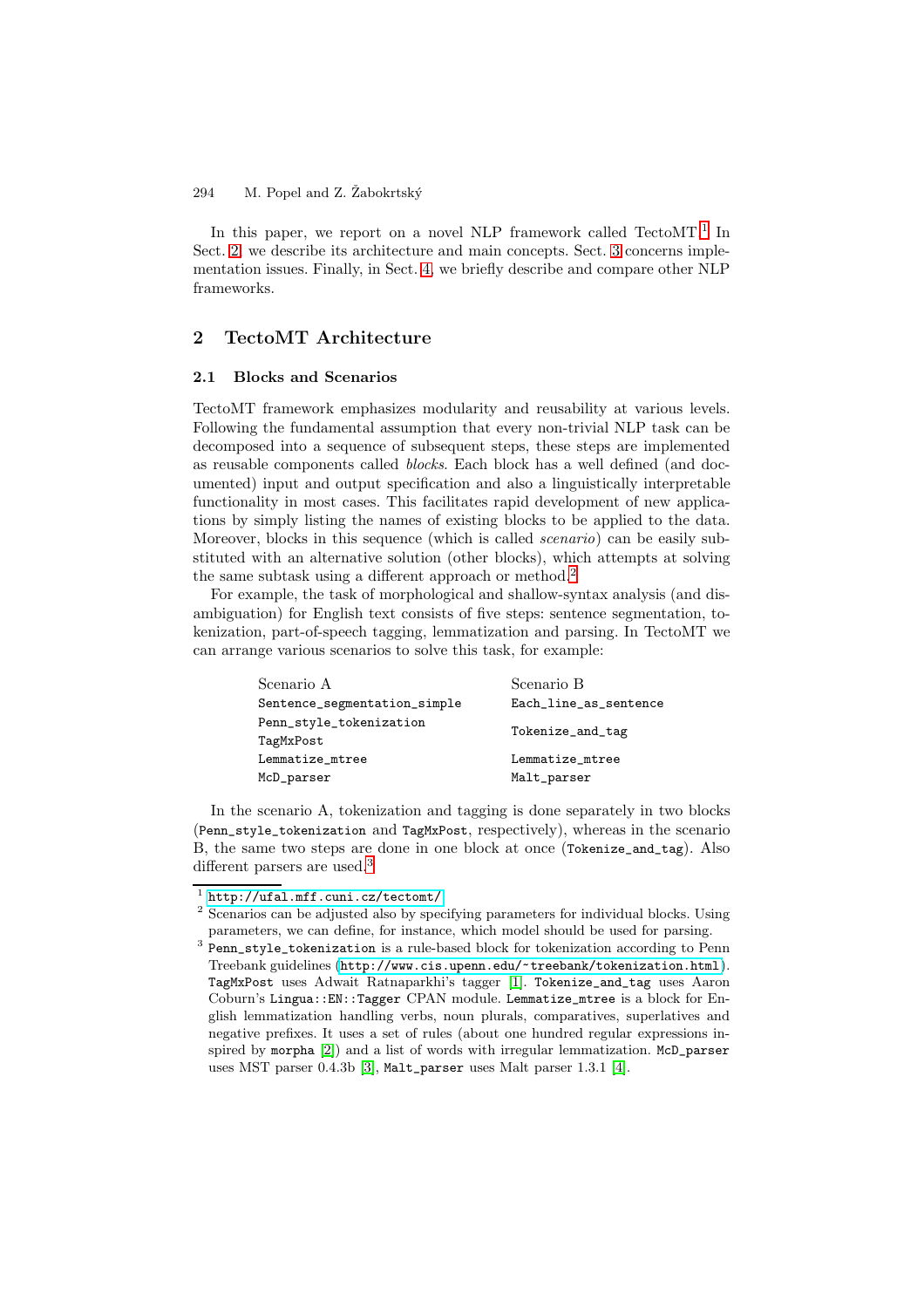In this paper, we report on a novel NLP framework called TectoMT.[1] In Sect. 2, we describe its architecture and main concepts. Sect. 3 concerns implementation issues. Finally, in Sect. 4, we briefly describe and compare other NLP frameworks.

## 2 TectoMT Architecture

### 2.1 Blocks and Scenarios

TectoMT framework emphasizes modularity and reusability at various levels. Following the fundamental assumption that every non-trivial NLP task can be decomposed into a sequence of subsequent steps, these steps are implemented as reusable components called *blocks*. Each block has a well defined (and documented) input and output specification and also a linguistically interpretable functionality in most cases. This facilitates rapid development of new applications by simply listing the names of existing blocks to be applied to the data. Moreover, blocks in this sequence (which is called *scenario*) can be easily substituted with an alternative solution (other blocks), which attempts at solving the same subtask using a different approach or method.[2]

For example, the task of morphological and shallow-syntax analysis (and disambiguation) for English text consists of five steps: sentence segmentation, tokenization, part-of-speech tagging, lemmatization and parsing. In TectoMT we can arrange various scenarios to solve this task, for example:

| Scenario A | Scenario B |
|---|---|
| `Sentence_segmentation_simple` | `Each_line_as_sentence` |
| `Penn_style_tokenization` `TagMxPost` | `Tokenize_and_tag` |
| `Lemmatize_mtree` | `Lemmatize_mtree` |
| `McD_parser` | `Malt_parser` |

In the scenario A, tokenization and tagging is done separately in two blocks (`Penn_style_tokenization` and `TagMxPost`, respectively), whereas in the scenario B, the same two steps are done in one block at once (`Tokenize_and_tag`). Also different parsers are used.[3]

---

[1] http://ufal.mff.cuni.cz/tectomt/

[2] Scenarios can be adjusted also by specifying parameters for individual blocks. Using parameters, we can define, for instance, which model should be used for parsing.

[3] `Penn_style_tokenization` is a rule-based block for tokenization according to Penn Treebank guidelines (http://www.cis.upenn.edu/~treebank/tokenization.html). `TagMxPost` uses Adwait Ratnaparkhi's tagger [1]. `Tokenize_and_tag` uses Aaron Coburn's `Lingua::EN::Tagger` CPAN module. `Lemmatize_mtree` is a block for English lemmatization handling verbs, noun plurals, comparatives, superlatives and negative prefixes. It uses a set of rules (about one hundred regular expressions inspired by `morpha` [2]) and a list of words with irregular lemmatization. `McD_parser` uses MST parser 0.4.3b [3], `Malt_parser` uses Malt parser 1.3.1 [4].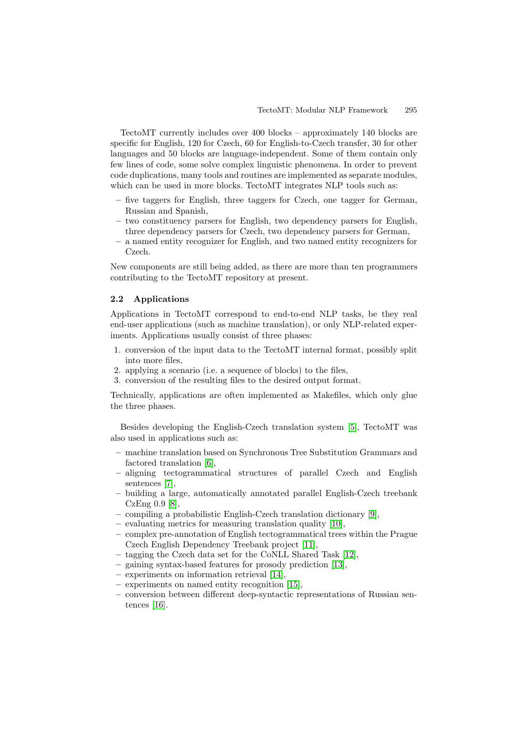TectoMT currently includes over 400 blocks – approximately 140 blocks are specific for English, 120 for Czech, 60 for English-to-Czech transfer, 30 for other languages and 50 blocks are language-independent. Some of them contain only few lines of code, some solve complex linguistic phenomena. In order to prevent code duplications, many tools and routines are implemented as separate modules, which can be used in more blocks. TectoMT integrates NLP tools such as:

- five taggers for English, three taggers for Czech, one tagger for German, Russian and Spanish,
- two constituency parsers for English, two dependency parsers for English, three dependency parsers for Czech, two dependency parsers for German,
- a named entity recognizer for English, and two named entity recognizers for Czech.

New components are still being added, as there are more than ten programmers contributing to the TectoMT repository at present.

### 2.2 Applications

Applications in TectoMT correspond to end-to-end NLP tasks, be they real end-user applications (such as machine translation), or only NLP-related experiments. Applications usually consist of three phases:

1. conversion of the input data to the TectoMT internal format, possibly split into more files,
2. applying a scenario (i.e. a sequence of blocks) to the files,
3. conversion of the resulting files to the desired output format.

Technically, applications are often implemented as Makefiles, which only glue the three phases.

Besides developing the English-Czech translation system [5], TectoMT was also used in applications such as:

- machine translation based on Synchronous Tree Substitution Grammars and factored translation [6],
- aligning tectogrammatical structures of parallel Czech and English sentences [7],
- building a large, automatically annotated parallel English-Czech treebank CzEng 0.9 [8],
- compiling a probabilistic English-Czech translation dictionary [9],
- evaluating metrics for measuring translation quality [10],
- complex pre-annotation of English tectogrammatical trees within the Prague Czech English Dependency Treebank project [11],
- tagging the Czech data set for the CoNLL Shared Task [12],
- gaining syntax-based features for prosody prediction [13],
- experiments on information retrieval [14],
- experiments on named entity recognition [15],
- conversion between different deep-syntactic representations of Russian sentences [16].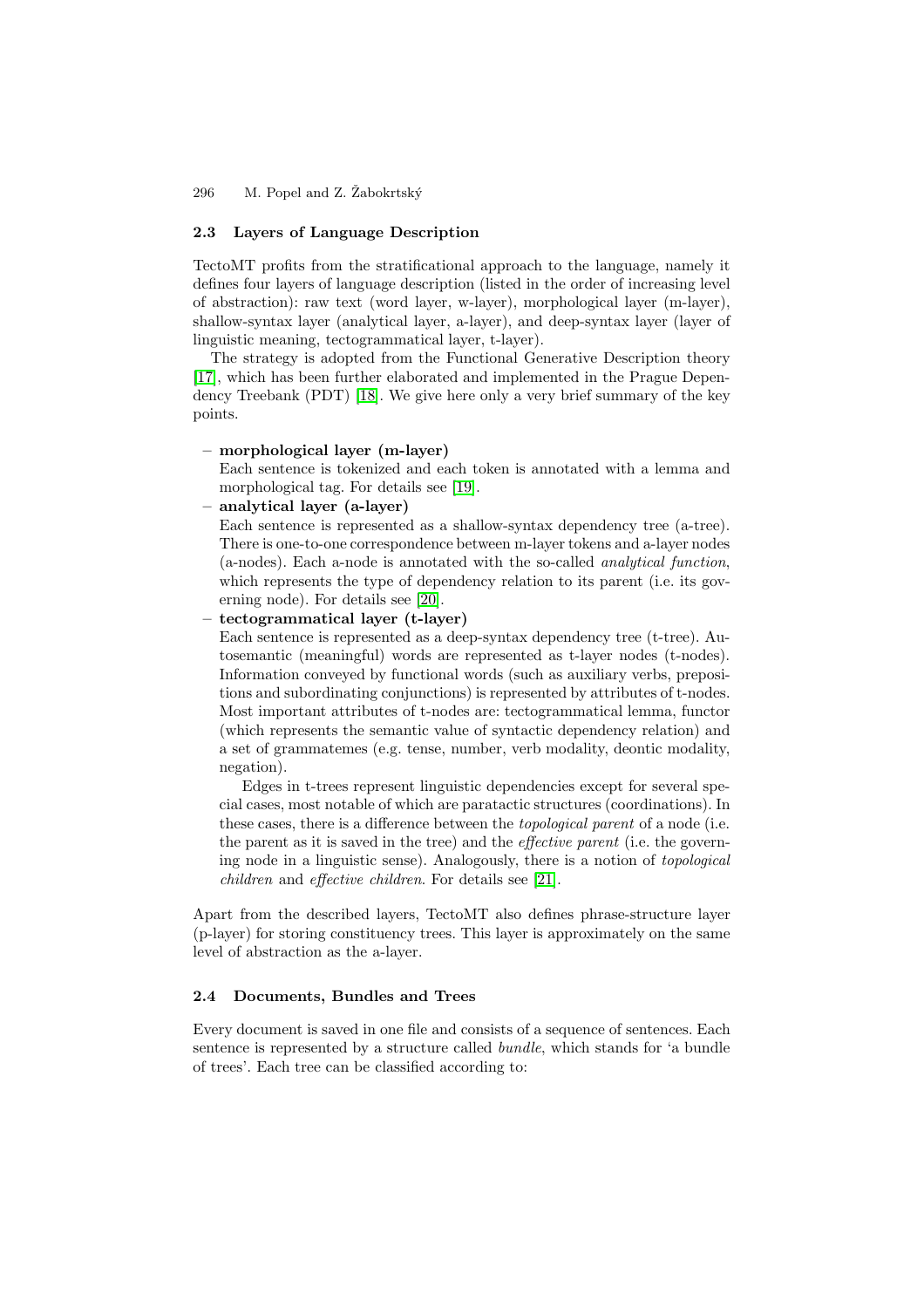### 2.3 Layers of Language Description

TectoMT profits from the stratificational approach to the language, namely it defines four layers of language description (listed in the order of increasing level of abstraction): raw text (word layer, w-layer), morphological layer (m-layer), shallow-syntax layer (analytical layer, a-layer), and deep-syntax layer (layer of linguistic meaning, tectogrammatical layer, t-layer).

The strategy is adopted from the Functional Generative Description theory [17], which has been further elaborated and implemented in the Prague Dependency Treebank (PDT) [18]. We give here only a very brief summary of the key points.

- **morphological layer (m-layer)**
  Each sentence is tokenized and each token is annotated with a lemma and morphological tag. For details see [19].
- **analytical layer (a-layer)**
  Each sentence is represented as a shallow-syntax dependency tree (a-tree). There is one-to-one correspondence between m-layer tokens and a-layer nodes (a-nodes). Each a-node is annotated with the so-called *analytical function*, which represents the type of dependency relation to its parent (i.e. its governing node). For details see [20].
- **tectogrammatical layer (t-layer)**
  Each sentence is represented as a deep-syntax dependency tree (t-tree). Autosemantic (meaningful) words are represented as t-layer nodes (t-nodes). Information conveyed by functional words (such as auxiliary verbs, prepositions and subordinating conjunctions) is represented by attributes of t-nodes. Most important attributes of t-nodes are: tectogrammatical lemma, functor (which represents the semantic value of syntactic dependency relation) and a set of grammatemes (e.g. tense, number, verb modality, deontic modality, negation).

  Edges in t-trees represent linguistic dependencies except for several special cases, most notable of which are paratactic structures (coordinations). In these cases, there is a difference between the *topological parent* of a node (i.e. the parent as it is saved in the tree) and the *effective parent* (i.e. the governing node in a linguistic sense). Analogously, there is a notion of *topological children* and *effective children*. For details see [21].

Apart from the described layers, TectoMT also defines phrase-structure layer (p-layer) for storing constituency trees. This layer is approximately on the same level of abstraction as the a-layer.

### 2.4 Documents, Bundles and Trees

Every document is saved in one file and consists of a sequence of sentences. Each sentence is represented by a structure called *bundle*, which stands for 'a bundle of trees'. Each tree can be classified according to: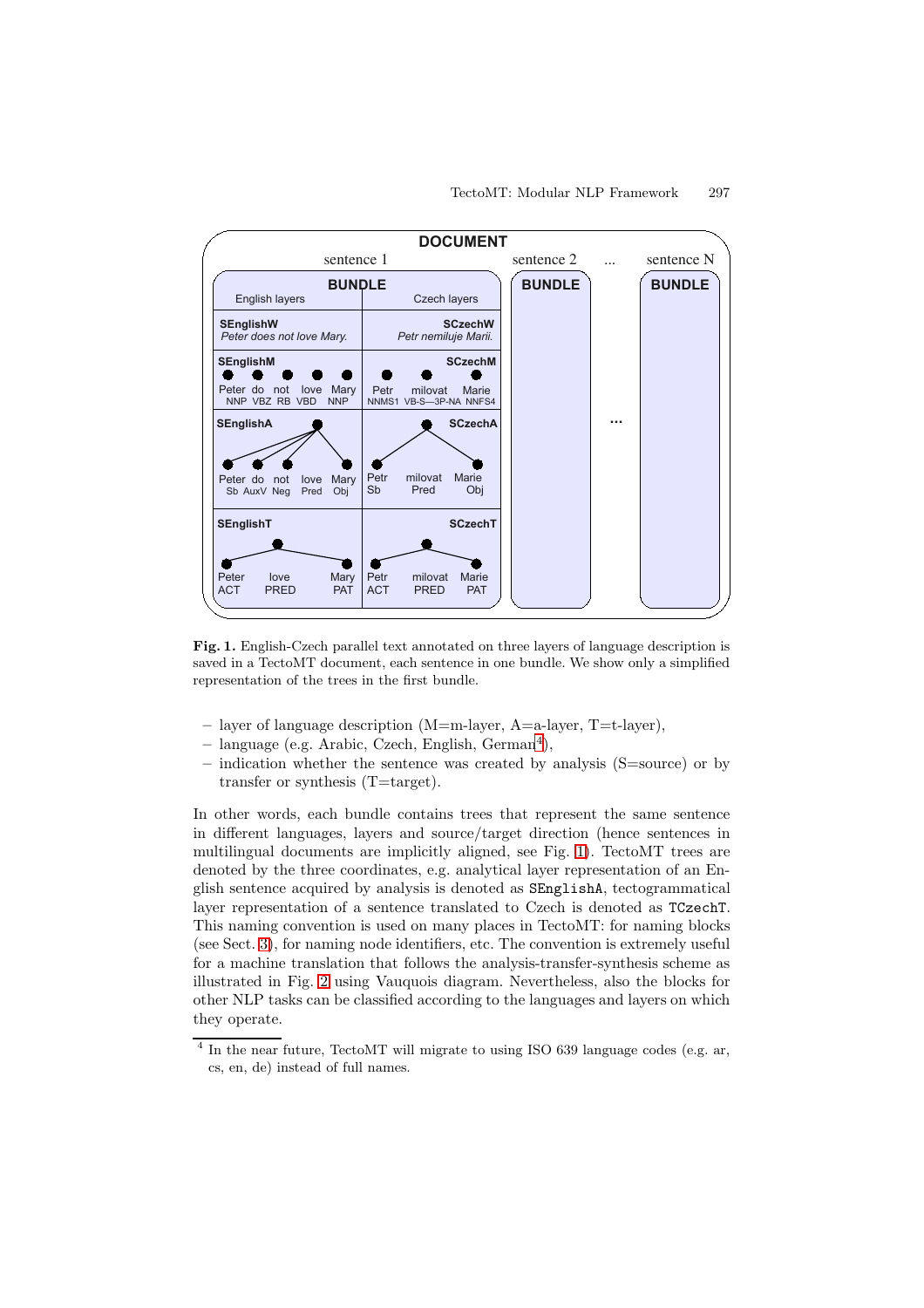**Fig. 1.** English-Czech parallel text annotated on three layers of language description is saved in a TectoMT document, each sentence in one bundle. We show only a simplified representation of the trees in the first bundle.

– layer of language description (M=m-layer, A=a-layer, T=t-layer),
– language (e.g. Arabic, Czech, English, German[4]),
– indication whether the sentence was created by analysis (S=source) or by transfer or synthesis (T=target).

In other words, each bundle contains trees that represent the same sentence in different languages, layers and source/target direction (hence sentences in multilingual documents are implicitly aligned, see Fig. 1). TectoMT trees are denoted by the three coordinates, e.g. analytical layer representation of an English sentence acquired by analysis is denoted as `SEnglishA`, tectogrammatical layer representation of a sentence translated to Czech is denoted as `TCzechT`. This naming convention is used on many places in TectoMT: for naming blocks (see Sect. 3), for naming node identifiers, etc. The convention is extremely useful for a machine translation that follows the analysis-transfer-synthesis scheme as illustrated in Fig. 2 using Vauquois diagram. Nevertheless, also the blocks for other NLP tasks can be classified according to the languages and layers on which they operate.

[4] In the near future, TectoMT will migrate to using ISO 639 language codes (e.g. ar, cs, en, de) instead of full names.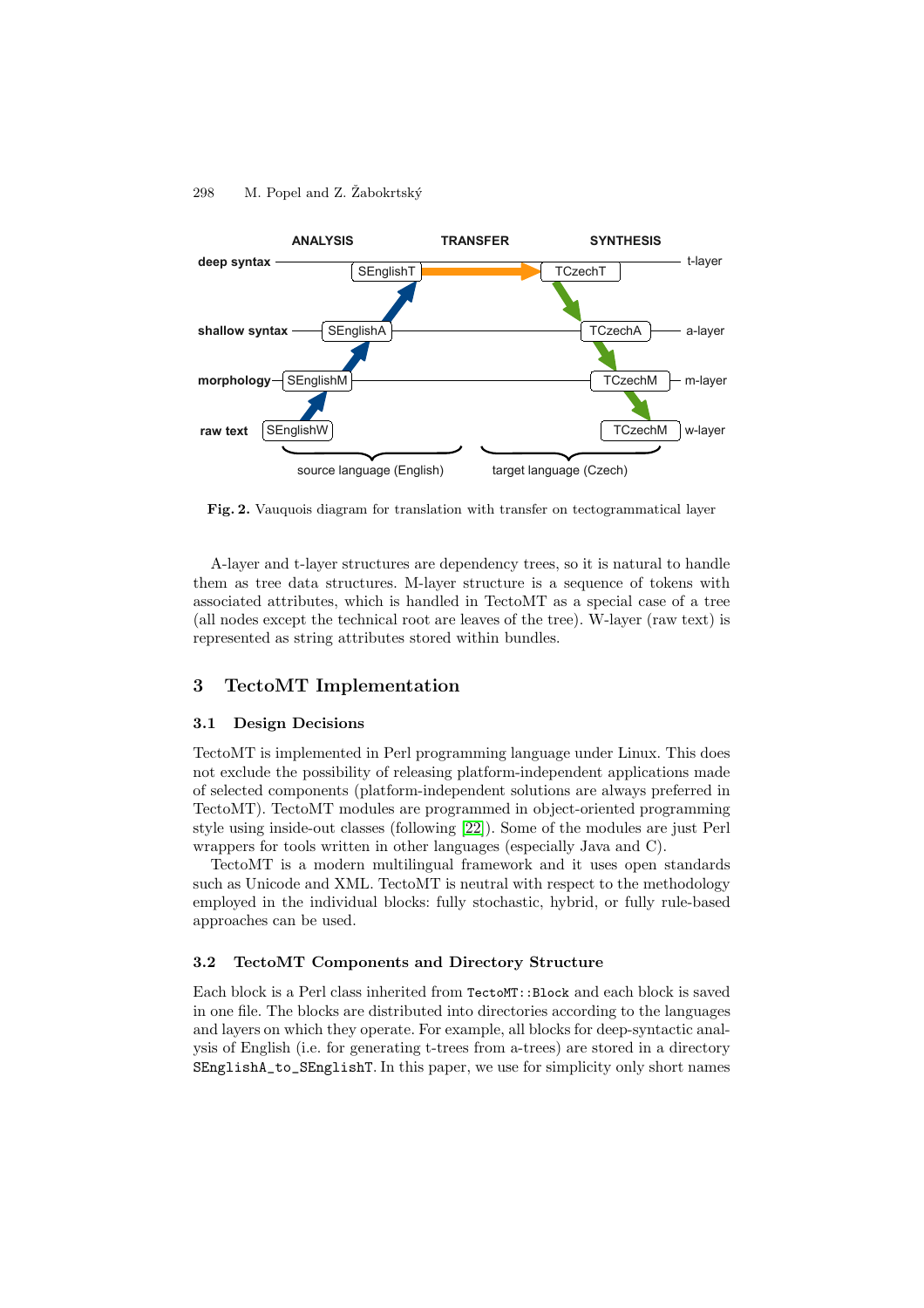**Fig. 2.** Vauquois diagram for translation with transfer on tectogrammatical layer

A-layer and t-layer structures are dependency trees, so it is natural to handle them as tree data structures. M-layer structure is a sequence of tokens with associated attributes, which is handled in TectoMT as a special case of a tree (all nodes except the technical root are leaves of the tree). W-layer (raw text) is represented as string attributes stored within bundles.

## 3 TectoMT Implementation

### 3.1 Design Decisions

TectoMT is implemented in Perl programming language under Linux. This does not exclude the possibility of releasing platform-independent applications made of selected components (platform-independent solutions are always preferred in TectoMT). TectoMT modules are programmed in object-oriented programming style using inside-out classes (following [22]). Some of the modules are just Perl wrappers for tools written in other languages (especially Java and C).

TectoMT is a modern multilingual framework and it uses open standards such as Unicode and XML. TectoMT is neutral with respect to the methodology employed in the individual blocks: fully stochastic, hybrid, or fully rule-based approaches can be used.

### 3.2 TectoMT Components and Directory Structure

Each block is a Perl class inherited from `TectoMT::Block` and each block is saved in one file. The blocks are distributed into directories according to the languages and layers on which they operate. For example, all blocks for deep-syntactic analysis of English (i.e. for generating t-trees from a-trees) are stored in a directory `SEnglishA_to_SEnglishT`. In this paper, we use for simplicity only short names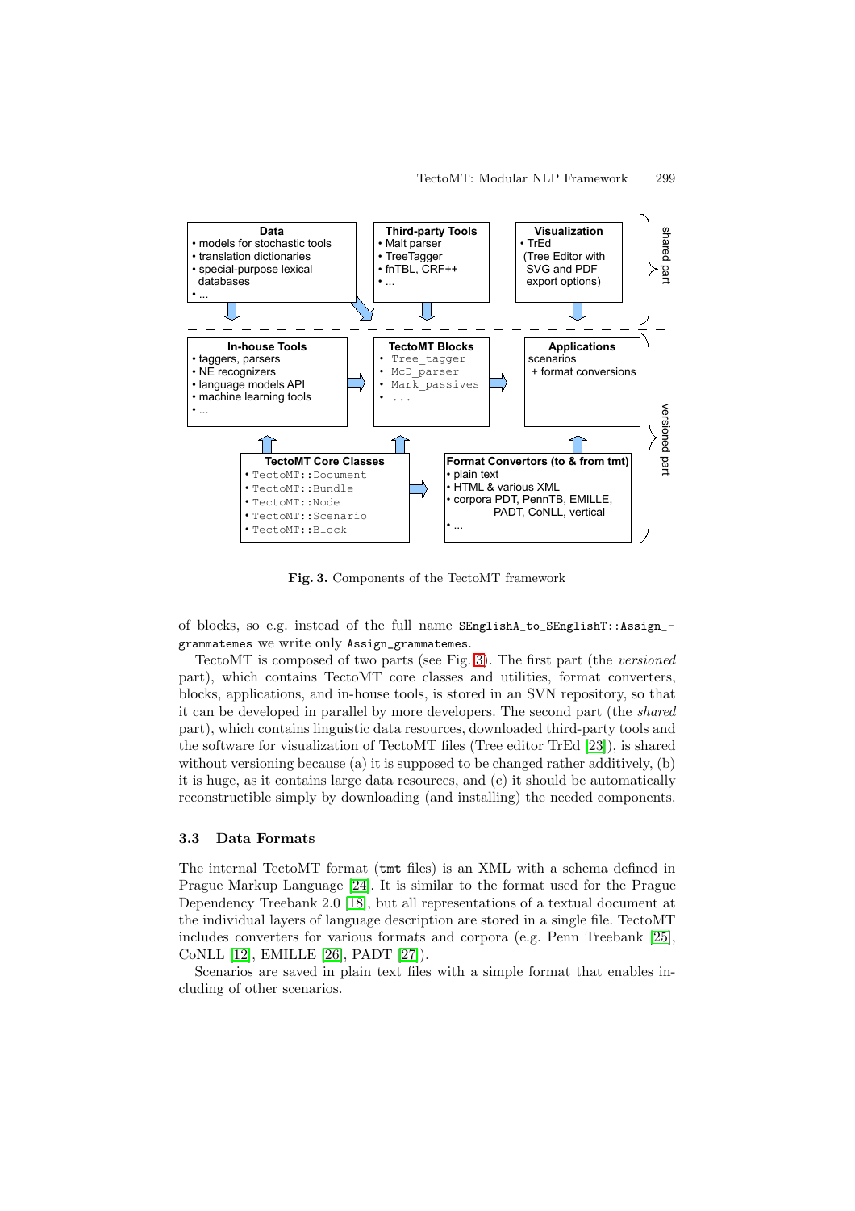Data
• models for stochastic tools
• translation dictionaries
• special-purpose lexical databases
• ...

Third-party Tools
• Malt parser
• TreeTagger
• fnTBL, CRF++
• ...

Visualization
• TrEd
(Tree Editor with SVG and PDF export options)

shared part

In-house Tools
• taggers, parsers
• NE recognizers
• language models API
• machine learning tools
• ...

TectoMT Blocks
• `Tree_tagger`
• `McD_parser`
• `Mark_passives`
• ...

Applications
scenarios
+ format conversions

TectoMT Core Classes
• `TectoMT::Document`
• `TectoMT::Bundle`
• `TectoMT::Node`
• `TectoMT::Scenario`
• `TectoMT::Block`

Format Convertors (to & from tmt)
• plain text
• HTML & various XML
• corpora PDT, PennTB, EMILLE, PADT, CoNLL, vertical
• ...

versioned part

**Fig. 3.** Components of the TectoMT framework

of blocks, so e.g. instead of the full name `SEnglishA_to_SEnglishT::Assign_grammatemes` we write only `Assign_grammatemes`.

TectoMT is composed of two parts (see Fig. 3). The first part (the *versioned* part), which contains TectoMT core classes and utilities, format converters, blocks, applications, and in-house tools, is stored in an SVN repository, so that it can be developed in parallel by more developers. The second part (the *shared* part), which contains linguistic data resources, downloaded third-party tools and the software for visualization of TectoMT files (Tree editor TrEd [23]), is shared without versioning because (a) it is supposed to be changed rather additively, (b) it is huge, as it contains large data resources, and (c) it should be automatically reconstructible simply by downloading (and installing) the needed components.

### 3.3 Data Formats

The internal TectoMT format (`tmt` files) is an XML with a schema defined in Prague Markup Language [24]. It is similar to the format used for the Prague Dependency Treebank 2.0 [18], but all representations of a textual document at the individual layers of language description are stored in a single file. TectoMT includes converters for various formats and corpora (e.g. Penn Treebank [25], CoNLL [12], EMILLE [26], PADT [27]).

Scenarios are saved in plain text files with a simple format that enables including of other scenarios.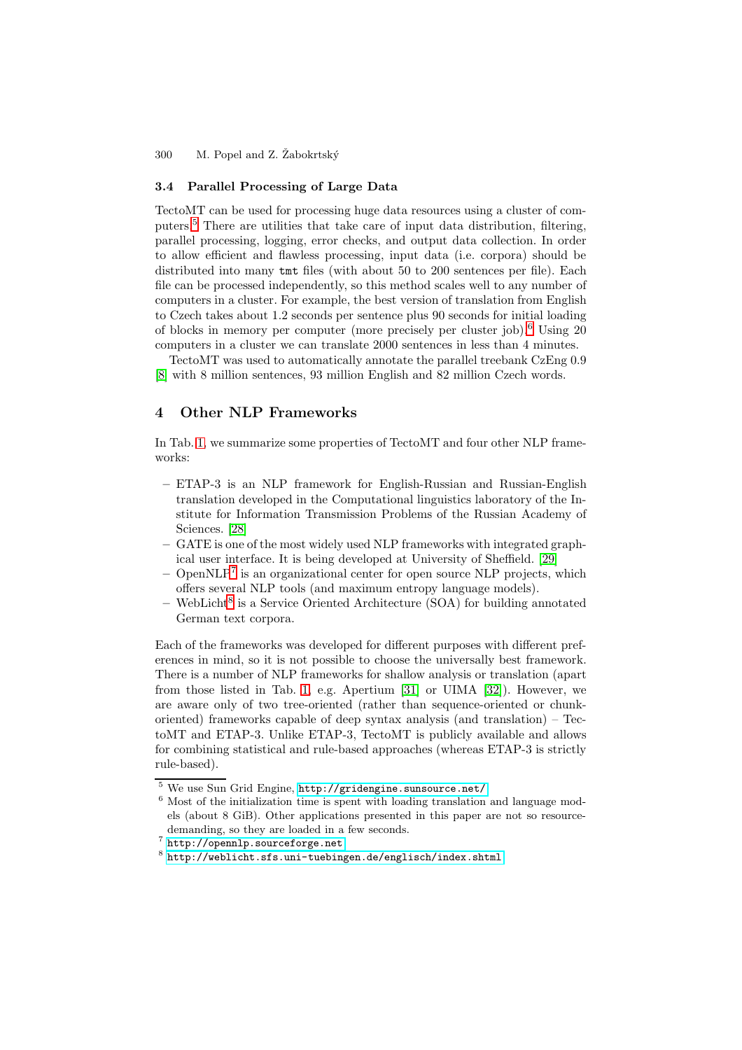### 3.4 Parallel Processing of Large Data

TectoMT can be used for processing huge data resources using a cluster of computers.[5] There are utilities that take care of input data distribution, filtering, parallel processing, logging, error checks, and output data collection. In order to allow efficient and flawless processing, input data (i.e. corpora) should be distributed into many `tmt` files (with about 50 to 200 sentences per file). Each file can be processed independently, so this method scales well to any number of computers in a cluster. For example, the best version of translation from English to Czech takes about 1.2 seconds per sentence plus 90 seconds for initial loading of blocks in memory per computer (more precisely per cluster job).[6] Using 20 computers in a cluster we can translate 2000 sentences in less than 4 minutes.

TectoMT was used to automatically annotate the parallel treebank CzEng 0.9 [8] with 8 million sentences, 93 million English and 82 million Czech words.

## 4 Other NLP Frameworks

In Tab. 1, we summarize some properties of TectoMT and four other NLP frameworks:

- ETAP-3 is an NLP framework for English-Russian and Russian-English translation developed in the Computational linguistics laboratory of the Institute for Information Transmission Problems of the Russian Academy of Sciences. [28]
- GATE is one of the most widely used NLP frameworks with integrated graphical user interface. It is being developed at University of Sheffield. [29]
- OpenNLP[7] is an organizational center for open source NLP projects, which offers several NLP tools (and maximum entropy language models).
- WebLicht[8] is a Service Oriented Architecture (SOA) for building annotated German text corpora.

Each of the frameworks was developed for different purposes with different preferences in mind, so it is not possible to choose the universally best framework. There is a number of NLP frameworks for shallow analysis or translation (apart from those listed in Tab. 1, e.g. Apertium [31] or UIMA [32]). However, we are aware only of two tree-oriented (rather than sequence-oriented or chunk-oriented) frameworks capable of deep syntax analysis (and translation) – TectoMT and ETAP-3. Unlike ETAP-3, TectoMT is publicly available and allows for combining statistical and rule-based approaches (whereas ETAP-3 is strictly rule-based).

---

[5] We use Sun Grid Engine, http://gridengine.sunsource.net/

[6] Most of the initialization time is spent with loading translation and language models (about 8 GiB). Other applications presented in this paper are not so resource-demanding, so they are loaded in a few seconds.

[7] http://opennlp.sourceforge.net

[8] http://weblicht.sfs.uni-tuebingen.de/englisch/index.shtml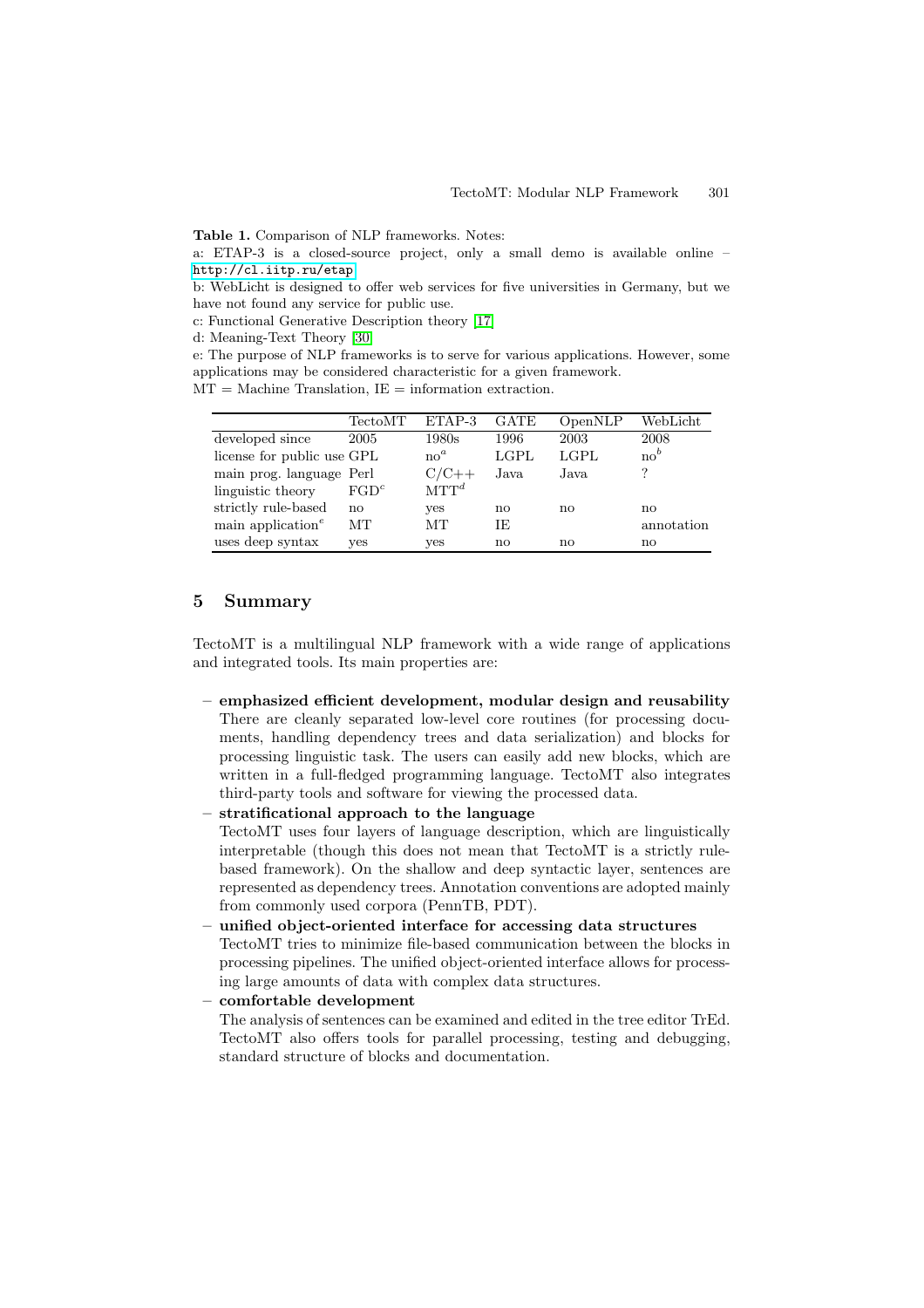**Table 1.** Comparison of NLP frameworks. Notes:

a: ETAP-3 is a closed-source project, only a small demo is available online – http://cl.iitp.ru/etap

b: WebLicht is designed to offer web services for five universities in Germany, but we have not found any service for public use.

c: Functional Generative Description theory [17]

d: Meaning-Text Theory [30]

e: The purpose of NLP frameworks is to serve for various applications. However, some applications may be considered characteristic for a given framework.

MT = Machine Translation, IE = information extraction.

| | TectoMT | ETAP-3 | GATE | OpenNLP | WebLicht |
|---|---|---|---|---|---|
| developed since | 2005 | 1980s | 1996 | 2003 | 2008 |
| license for public use | GPL | no[a] | LGPL | LGPL | no[b] |
| main prog. language | Perl | C/C++ | Java | Java | ? |
| linguistic theory | FGD[c] | MTT[d] | | | |
| strictly rule-based | no | yes | no | no | no |
| main application[e] | MT | MT | IE | | annotation |
| uses deep syntax | yes | yes | no | no | no |

## 5 Summary

TectoMT is a multilingual NLP framework with a wide range of applications and integrated tools. Its main properties are:

- **emphasized efficient development, modular design and reusability**
  There are cleanly separated low-level core routines (for processing documents, handling dependency trees and data serialization) and blocks for processing linguistic task. The users can easily add new blocks, which are written in a full-fledged programming language. TectoMT also integrates third-party tools and software for viewing the processed data.
- **stratificational approach to the language**
  TectoMT uses four layers of language description, which are linguistically interpretable (though this does not mean that TectoMT is a strictly rule-based framework). On the shallow and deep syntactic layer, sentences are represented as dependency trees. Annotation conventions are adopted mainly from commonly used corpora (PennTB, PDT).
- **unified object-oriented interface for accessing data structures**
  TectoMT tries to minimize file-based communication between the blocks in processing pipelines. The unified object-oriented interface allows for processing large amounts of data with complex data structures.
- **comfortable development**
  The analysis of sentences can be examined and edited in the tree editor TrEd. TectoMT also offers tools for parallel processing, testing and debugging, standard structure of blocks and documentation.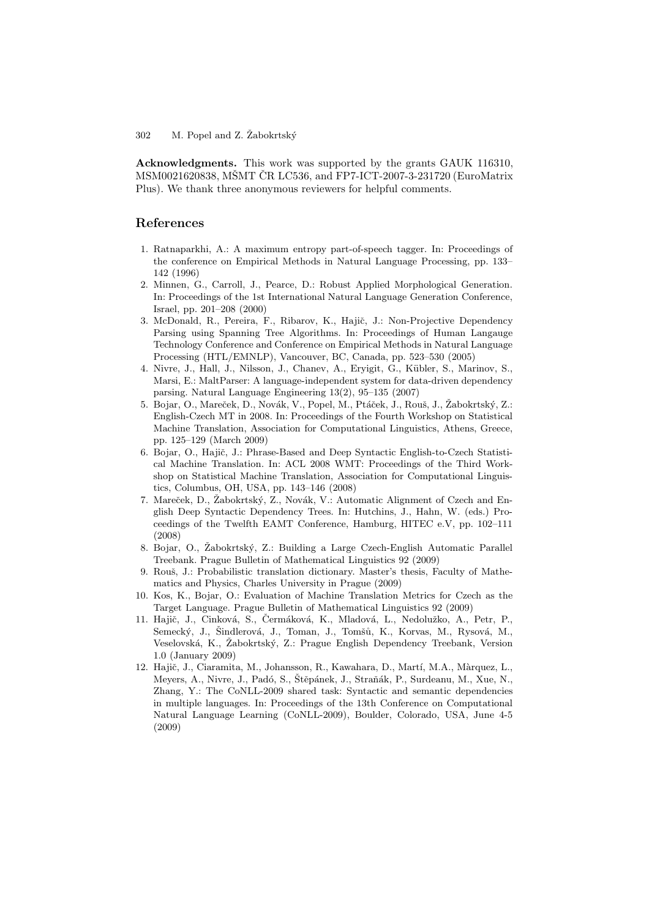**Acknowledgments.** This work was supported by the grants GAUK 116310, MSM0021620838, MŠMT ČR LC536, and FP7-ICT-2007-3-231720 (EuroMatrix Plus). We thank three anonymous reviewers for helpful comments.

## References

1. Ratnaparkhi, A.: A maximum entropy part-of-speech tagger. In: Proceedings of the conference on Empirical Methods in Natural Language Processing, pp. 133–142 (1996)
2. Minnen, G., Carroll, J., Pearce, D.: Robust Applied Morphological Generation. In: Proceedings of the 1st International Natural Language Generation Conference, Israel, pp. 201–208 (2000)
3. McDonald, R., Pereira, F., Ribarov, K., Hajič, J.: Non-Projective Dependency Parsing using Spanning Tree Algorithms. In: Proceedings of Human Langauge Technology Conference and Conference on Empirical Methods in Natural Language Processing (HTL/EMNLP), Vancouver, BC, Canada, pp. 523–530 (2005)
4. Nivre, J., Hall, J., Nilsson, J., Chanev, A., Eryigit, G., Kübler, S., Marinov, S., Marsi, E.: MaltParser: A language-independent system for data-driven dependency parsing. Natural Language Engineering 13(2), 95–135 (2007)
5. Bojar, O., Mareček, D., Novák, V., Popel, M., Ptáček, J., Rouš, J., Žabokrtský, Z.: English-Czech MT in 2008. In: Proceedings of the Fourth Workshop on Statistical Machine Translation, Association for Computational Linguistics, Athens, Greece, pp. 125–129 (March 2009)
6. Bojar, O., Hajič, J.: Phrase-Based and Deep Syntactic English-to-Czech Statistical Machine Translation. In: ACL 2008 WMT: Proceedings of the Third Workshop on Statistical Machine Translation, Association for Computational Linguistics, Columbus, OH, USA, pp. 143–146 (2008)
7. Mareček, D., Žabokrtský, Z., Novák, V.: Automatic Alignment of Czech and English Deep Syntactic Dependency Trees. In: Hutchins, J., Hahn, W. (eds.) Proceedings of the Twelfth EAMT Conference, Hamburg, HITEC e.V, pp. 102–111 (2008)
8. Bojar, O., Žabokrtský, Z.: Building a Large Czech-English Automatic Parallel Treebank. Prague Bulletin of Mathematical Linguistics 92 (2009)
9. Rouš, J.: Probabilistic translation dictionary. Master's thesis, Faculty of Mathematics and Physics, Charles University in Prague (2009)
10. Kos, K., Bojar, O.: Evaluation of Machine Translation Metrics for Czech as the Target Language. Prague Bulletin of Mathematical Linguistics 92 (2009)
11. Hajič, J., Cinková, S., Čermáková, K., Mladová, L., Nedolužko, A., Petr, P., Semecký, J., Šindlerová, J., Toman, J., Tomšů, K., Korvas, M., Rysová, M., Veselovská, K., Žabokrtský, Z.: Prague English Dependency Treebank, Version 1.0 (January 2009)
12. Hajič, J., Ciaramita, M., Johansson, R., Kawahara, D., Martí, M.A., Màrquez, L., Meyers, A., Nivre, J., Padó, S., Štěpánek, J., Straňák, P., Surdeanu, M., Xue, N., Zhang, Y.: The CoNLL-2009 shared task: Syntactic and semantic dependencies in multiple languages. In: Proceedings of the 13th Conference on Computational Natural Language Learning (CoNLL-2009), Boulder, Colorado, USA, June 4-5 (2009)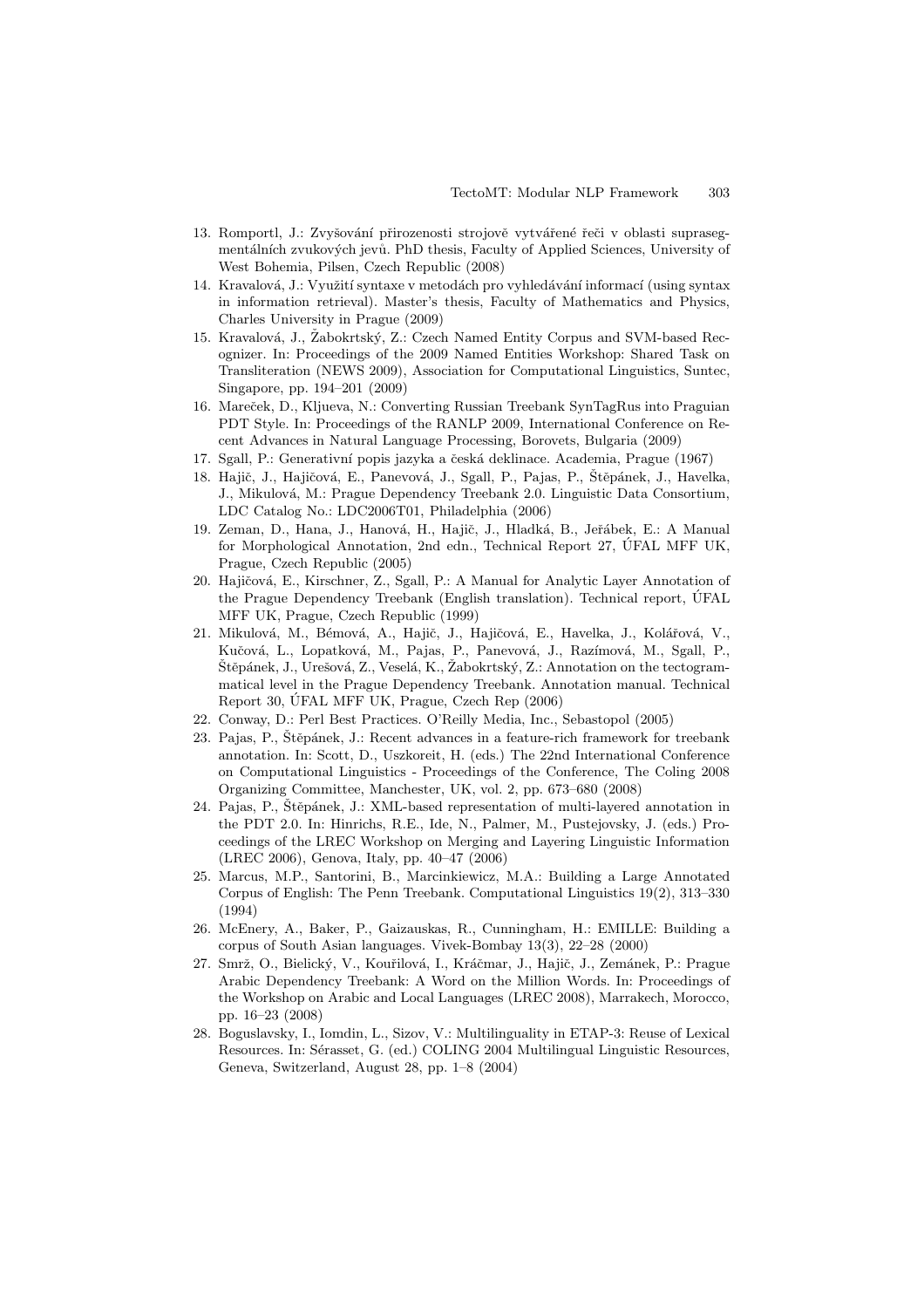13. Romportl, J.: Zvyšování přirozenosti strojově vytvářené řeči v oblasti suprasegmentálních zvukových jevů. PhD thesis, Faculty of Applied Sciences, University of West Bohemia, Pilsen, Czech Republic (2008)
14. Kravalová, J.: Využití syntaxe v metodách pro vyhledávání informací (using syntax in information retrieval). Master's thesis, Faculty of Mathematics and Physics, Charles University in Prague (2009)
15. Kravalová, J., Žabokrtský, Z.: Czech Named Entity Corpus and SVM-based Recognizer. In: Proceedings of the 2009 Named Entities Workshop: Shared Task on Transliteration (NEWS 2009), Association for Computational Linguistics, Suntec, Singapore, pp. 194–201 (2009)
16. Mareček, D., Kljueva, N.: Converting Russian Treebank SynTagRus into Praguian PDT Style. In: Proceedings of the RANLP 2009, International Conference on Recent Advances in Natural Language Processing, Borovets, Bulgaria (2009)
17. Sgall, P.: Generativní popis jazyka a česká deklinace. Academia, Prague (1967)
18. Hajič, J., Hajičová, E., Panevová, J., Sgall, P., Pajas, P., Štěpánek, J., Havelka, J., Mikulová, M.: Prague Dependency Treebank 2.0. Linguistic Data Consortium, LDC Catalog No.: LDC2006T01, Philadelphia (2006)
19. Zeman, D., Hana, J., Hanová, H., Hajič, J., Hladká, B., Jeřábek, E.: A Manual for Morphological Annotation, 2nd edn., Technical Report 27, ÚFAL MFF UK, Prague, Czech Republic (2005)
20. Hajičová, E., Kirschner, Z., Sgall, P.: A Manual for Analytic Layer Annotation of the Prague Dependency Treebank (English translation). Technical report, ÚFAL MFF UK, Prague, Czech Republic (1999)
21. Mikulová, M., Bémová, A., Hajič, J., Hajičová, E., Havelka, J., Kolářová, V., Kučová, L., Lopatková, M., Pajas, P., Panevová, J., Razímová, M., Sgall, P., Štěpánek, J., Urešová, Z., Veselá, K., Žabokrtský, Z.: Annotation on the tectogrammatical level in the Prague Dependency Treebank. Annotation manual. Technical Report 30, ÚFAL MFF UK, Prague, Czech Rep (2006)
22. Conway, D.: Perl Best Practices. O'Reilly Media, Inc., Sebastopol (2005)
23. Pajas, P., Štěpánek, J.: Recent advances in a feature-rich framework for treebank annotation. In: Scott, D., Uszkoreit, H. (eds.) The 22nd International Conference on Computational Linguistics - Proceedings of the Conference, The Coling 2008 Organizing Committee, Manchester, UK, vol. 2, pp. 673–680 (2008)
24. Pajas, P., Štěpánek, J.: XML-based representation of multi-layered annotation in the PDT 2.0. In: Hinrichs, R.E., Ide, N., Palmer, M., Pustejovsky, J. (eds.) Proceedings of the LREC Workshop on Merging and Layering Linguistic Information (LREC 2006), Genova, Italy, pp. 40–47 (2006)
25. Marcus, M.P., Santorini, B., Marcinkiewicz, M.A.: Building a Large Annotated Corpus of English: The Penn Treebank. Computational Linguistics 19(2), 313–330 (1994)
26. McEnery, A., Baker, P., Gaizauskas, R., Cunningham, H.: EMILLE: Building a corpus of South Asian languages. Vivek-Bombay 13(3), 22–28 (2000)
27. Smrž, O., Bielický, V., Kouřilová, I., Kráčmar, J., Hajič, J., Zemánek, P.: Prague Arabic Dependency Treebank: A Word on the Million Words. In: Proceedings of the Workshop on Arabic and Local Languages (LREC 2008), Marrakech, Morocco, pp. 16–23 (2008)
28. Boguslavsky, I., Iomdin, L., Sizov, V.: Multilinguality in ETAP-3: Reuse of Lexical Resources. In: Sérasset, G. (ed.) COLING 2004 Multilingual Linguistic Resources, Geneva, Switzerland, August 28, pp. 1–8 (2004)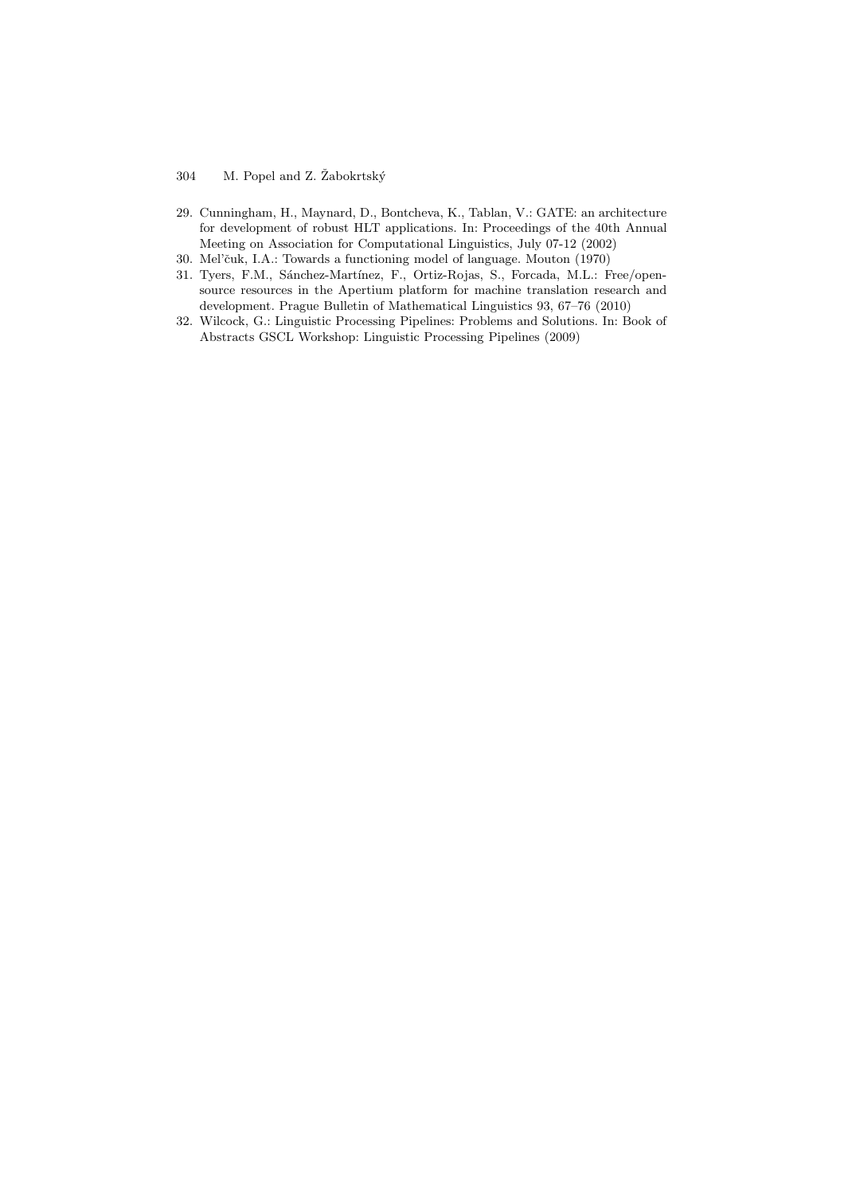29. Cunningham, H., Maynard, D., Bontcheva, K., Tablan, V.: GATE: an architecture for development of robust HLT applications. In: Proceedings of the 40th Annual Meeting on Association for Computational Linguistics, July 07-12 (2002)
30. Mel'čuk, I.A.: Towards a functioning model of language. Mouton (1970)
31. Tyers, F.M., Sánchez-Martínez, F., Ortiz-Rojas, S., Forcada, M.L.: Free/open-source resources in the Apertium platform for machine translation research and development. Prague Bulletin of Mathematical Linguistics 93, 67–76 (2010)
32. Wilcock, G.: Linguistic Processing Pipelines: Problems and Solutions. In: Book of Abstracts GSCL Workshop: Linguistic Processing Pipelines (2009)